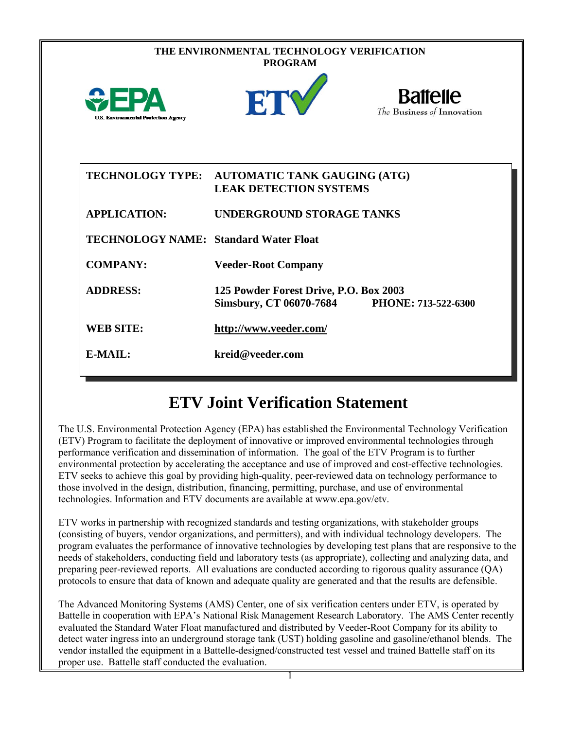**THE ENVIRONMENTAL TECHNOLOGY VERIFICATION PROGRAM**

| | |
|---|---|
| **TECHNOLOGY TYPE:** | **AUTOMATIC TANK GAUGING (ATG) LEAK DETECTION SYSTEMS** |
| **APPLICATION:** | **UNDERGROUND STORAGE TANKS** |
| **TECHNOLOGY NAME:** | **Standard Water Float** |
| **COMPANY:** | **Veeder-Root Company** |
| **ADDRESS:** | **125 Powder Forest Drive, P.O. Box 2003 Simsbury, CT 06070-7684 PHONE: 713-522-6300** |
| **WEB SITE:** | **http://www.veeder.com/** |
| **E-MAIL:** | **kreid@veeder.com** |

# ETV Joint Verification Statement

The U.S. Environmental Protection Agency (EPA) has established the Environmental Technology Verification (ETV) Program to facilitate the deployment of innovative or improved environmental technologies through performance verification and dissemination of information. The goal of the ETV Program is to further environmental protection by accelerating the acceptance and use of improved and cost-effective technologies. ETV seeks to achieve this goal by providing high-quality, peer-reviewed data on technology performance to those involved in the design, distribution, financing, permitting, purchase, and use of environmental technologies. Information and ETV documents are available at www.epa.gov/etv.

ETV works in partnership with recognized standards and testing organizations, with stakeholder groups (consisting of buyers, vendor organizations, and permitters), and with individual technology developers. The program evaluates the performance of innovative technologies by developing test plans that are responsive to the needs of stakeholders, conducting field and laboratory tests (as appropriate), collecting and analyzing data, and preparing peer-reviewed reports. All evaluations are conducted according to rigorous quality assurance (QA) protocols to ensure that data of known and adequate quality are generated and that the results are defensible.

The Advanced Monitoring Systems (AMS) Center, one of six verification centers under ETV, is operated by Battelle in cooperation with EPA's National Risk Management Research Laboratory. The AMS Center recently evaluated the Standard Water Float manufactured and distributed by Veeder-Root Company for its ability to detect water ingress into an underground storage tank (UST) holding gasoline and gasoline/ethanol blends. The vendor installed the equipment in a Battelle-designed/constructed test vessel and trained Battelle staff on its proper use. Battelle staff conducted the evaluation.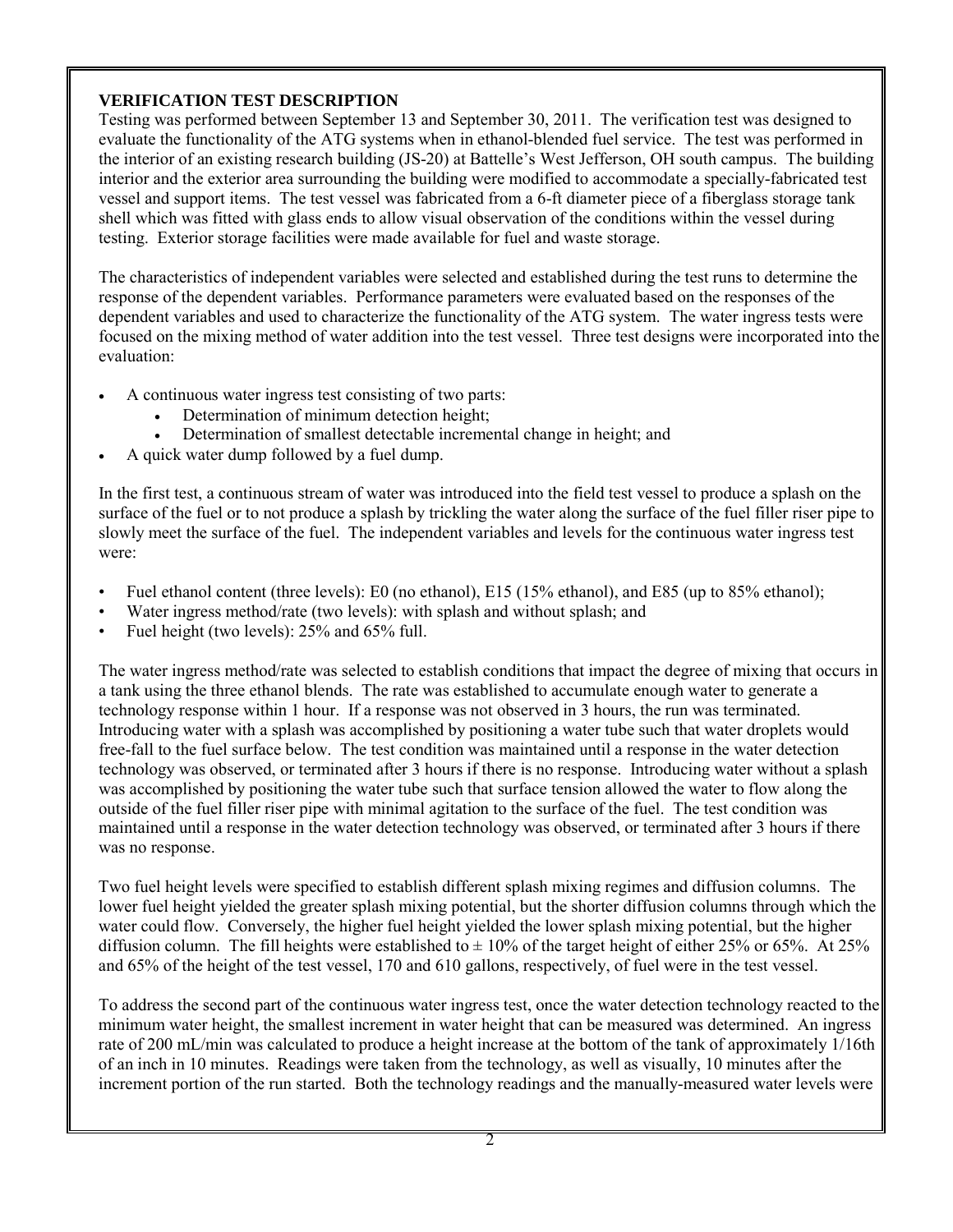**VERIFICATION TEST DESCRIPTION**

Testing was performed between September 13 and September 30, 2011. The verification test was designed to evaluate the functionality of the ATG systems when in ethanol-blended fuel service. The test was performed in the interior of an existing research building (JS-20) at Battelle's West Jefferson, OH south campus. The building interior and the exterior area surrounding the building were modified to accommodate a specially-fabricated test vessel and support items. The test vessel was fabricated from a 6-ft diameter piece of a fiberglass storage tank shell which was fitted with glass ends to allow visual observation of the conditions within the vessel during testing. Exterior storage facilities were made available for fuel and waste storage.

The characteristics of independent variables were selected and established during the test runs to determine the response of the dependent variables. Performance parameters were evaluated based on the responses of the dependent variables and used to characterize the functionality of the ATG system. The water ingress tests were focused on the mixing method of water addition into the test vessel. Three test designs were incorporated into the evaluation:

- A continuous water ingress test consisting of two parts:
  - Determination of minimum detection height;
  - Determination of smallest detectable incremental change in height; and
- A quick water dump followed by a fuel dump.

In the first test, a continuous stream of water was introduced into the field test vessel to produce a splash on the surface of the fuel or to not produce a splash by trickling the water along the surface of the fuel filler riser pipe to slowly meet the surface of the fuel. The independent variables and levels for the continuous water ingress test were:

- Fuel ethanol content (three levels): E0 (no ethanol), E15 (15% ethanol), and E85 (up to 85% ethanol);
- Water ingress method/rate (two levels): with splash and without splash; and
- Fuel height (two levels): 25% and 65% full.

The water ingress method/rate was selected to establish conditions that impact the degree of mixing that occurs in a tank using the three ethanol blends. The rate was established to accumulate enough water to generate a technology response within 1 hour. If a response was not observed in 3 hours, the run was terminated. Introducing water with a splash was accomplished by positioning a water tube such that water droplets would free-fall to the fuel surface below. The test condition was maintained until a response in the water detection technology was observed, or terminated after 3 hours if there is no response. Introducing water without a splash was accomplished by positioning the water tube such that surface tension allowed the water to flow along the outside of the fuel filler riser pipe with minimal agitation to the surface of the fuel. The test condition was maintained until a response in the water detection technology was observed, or terminated after 3 hours if there was no response.

Two fuel height levels were specified to establish different splash mixing regimes and diffusion columns. The lower fuel height yielded the greater splash mixing potential, but the shorter diffusion columns through which the water could flow. Conversely, the higher fuel height yielded the lower splash mixing potential, but the higher diffusion column. The fill heights were established to ± 10% of the target height of either 25% or 65%. At 25% and 65% of the height of the test vessel, 170 and 610 gallons, respectively, of fuel were in the test vessel.

To address the second part of the continuous water ingress test, once the water detection technology reacted to the minimum water height, the smallest increment in water height that can be measured was determined. An ingress rate of 200 mL/min was calculated to produce a height increase at the bottom of the tank of approximately 1/16th of an inch in 10 minutes. Readings were taken from the technology, as well as visually, 10 minutes after the increment portion of the run started. Both the technology readings and the manually-measured water levels were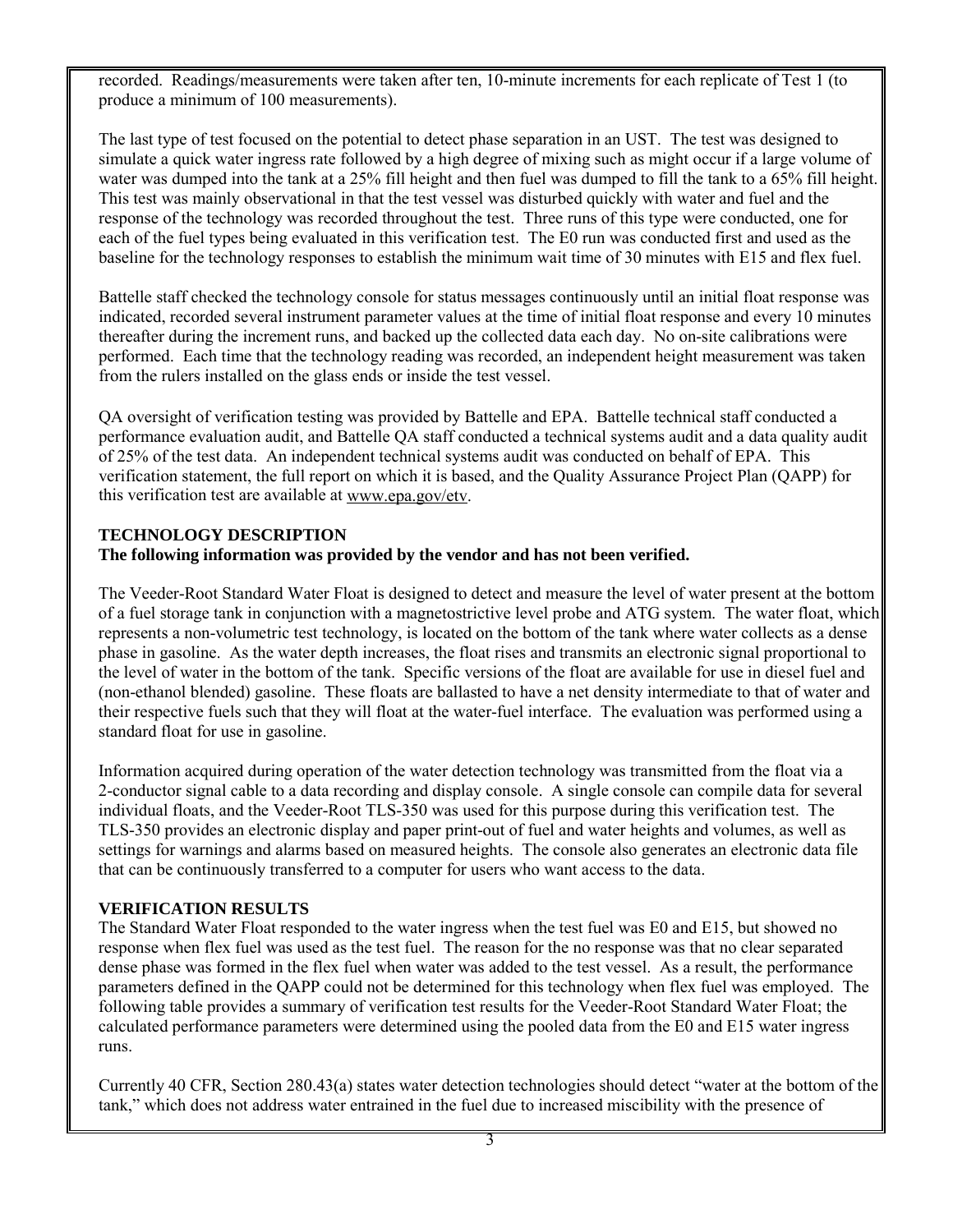recorded. Readings/measurements were taken after ten, 10-minute increments for each replicate of Test 1 (to produce a minimum of 100 measurements).

The last type of test focused on the potential to detect phase separation in an UST. The test was designed to simulate a quick water ingress rate followed by a high degree of mixing such as might occur if a large volume of water was dumped into the tank at a 25% fill height and then fuel was dumped to fill the tank to a 65% fill height. This test was mainly observational in that the test vessel was disturbed quickly with water and fuel and the response of the technology was recorded throughout the test. Three runs of this type were conducted, one for each of the fuel types being evaluated in this verification test. The E0 run was conducted first and used as the baseline for the technology responses to establish the minimum wait time of 30 minutes with E15 and flex fuel.

Battelle staff checked the technology console for status messages continuously until an initial float response was indicated, recorded several instrument parameter values at the time of initial float response and every 10 minutes thereafter during the increment runs, and backed up the collected data each day. No on-site calibrations were performed. Each time that the technology reading was recorded, an independent height measurement was taken from the rulers installed on the glass ends or inside the test vessel.

QA oversight of verification testing was provided by Battelle and EPA. Battelle technical staff conducted a performance evaluation audit, and Battelle QA staff conducted a technical systems audit and a data quality audit of 25% of the test data. An independent technical systems audit was conducted on behalf of EPA. This verification statement, the full report on which it is based, and the Quality Assurance Project Plan (QAPP) for this verification test are available at www.epa.gov/etv.

**TECHNOLOGY DESCRIPTION**

**The following information was provided by the vendor and has not been verified.**

The Veeder-Root Standard Water Float is designed to detect and measure the level of water present at the bottom of a fuel storage tank in conjunction with a magnetostrictive level probe and ATG system. The water float, which represents a non-volumetric test technology, is located on the bottom of the tank where water collects as a dense phase in gasoline. As the water depth increases, the float rises and transmits an electronic signal proportional to the level of water in the bottom of the tank. Specific versions of the float are available for use in diesel fuel and (non-ethanol blended) gasoline. These floats are ballasted to have a net density intermediate to that of water and their respective fuels such that they will float at the water-fuel interface. The evaluation was performed using a standard float for use in gasoline.

Information acquired during operation of the water detection technology was transmitted from the float via a 2-conductor signal cable to a data recording and display console. A single console can compile data for several individual floats, and the Veeder-Root TLS-350 was used for this purpose during this verification test. The TLS-350 provides an electronic display and paper print-out of fuel and water heights and volumes, as well as settings for warnings and alarms based on measured heights. The console also generates an electronic data file that can be continuously transferred to a computer for users who want access to the data.

**VERIFICATION RESULTS**

The Standard Water Float responded to the water ingress when the test fuel was E0 and E15, but showed no response when flex fuel was used as the test fuel. The reason for the no response was that no clear separated dense phase was formed in the flex fuel when water was added to the test vessel. As a result, the performance parameters defined in the QAPP could not be determined for this technology when flex fuel was employed. The following table provides a summary of verification test results for the Veeder-Root Standard Water Float; the calculated performance parameters were determined using the pooled data from the E0 and E15 water ingress runs.

Currently 40 CFR, Section 280.43(a) states water detection technologies should detect "water at the bottom of the tank," which does not address water entrained in the fuel due to increased miscibility with the presence of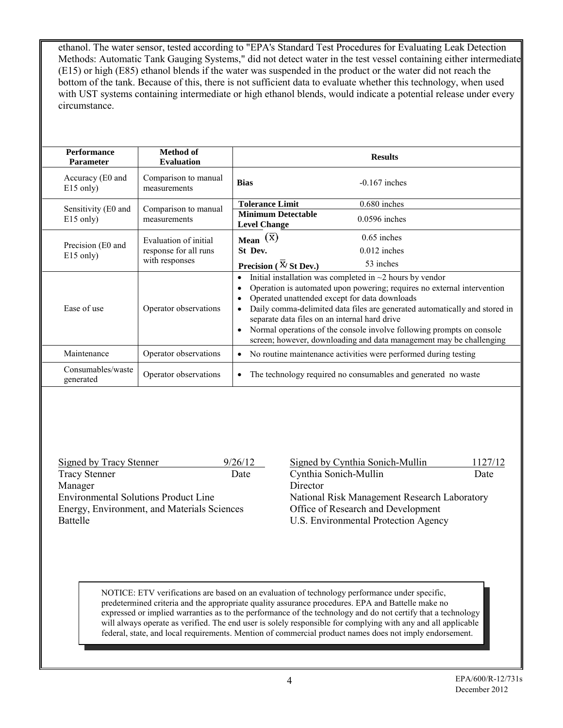ethanol. The water sensor, tested according to "EPA's Standard Test Procedures for Evaluating Leak Detection Methods: Automatic Tank Gauging Systems," did not detect water in the test vessel containing either intermediate (E15) or high (E85) ethanol blends if the water was suspended in the product or the water did not reach the bottom of the tank. Because of this, there is not sufficient data to evaluate whether this technology, when used with UST systems containing intermediate or high ethanol blends, would indicate a potential release under every circumstance.

| Performance Parameter | Method of Evaluation | Results | |
|---|---|---|---|
| Accuracy (E0 and E15 only) | Comparison to manual measurements | **Bias** | -0.167 inches |
| Sensitivity (E0 and E15 only) | Comparison to manual measurements | **Tolerance Limit** | 0.680 inches |
| | | **Minimum Detectable Level Change** | 0.0596 inches |
| Precision (E0 and E15 only) | Evaluation of initial response for all runs with responses | **Mean** $(\overline{x})$ | 0.65 inches |
| | | **St Dev.** | 0.012 inches |
| | | **Precision** ($\overline{x}$/ **St Dev.)** | 53 inches |
| Ease of use | Operator observations | • Initial installation was completed in ~2 hours by vendor<br>• Operation is automated upon powering; requires no external intervention<br>• Operated unattended except for data downloads<br>• Daily comma-delimited data files are generated automatically and stored in separate data files on an internal hard drive<br>• Normal operations of the console involve following prompts on console screen; however, downloading and data management may be challenging | |
| Maintenance | Operator observations | • No routine maintenance activities were performed during testing | |
| Consumables/waste generated | Operator observations | • The technology required no consumables and generated no waste | |

Signed by Tracy Stenner 9/26/12
Tracy Stenner Date
Manager
Environmental Solutions Product Line
Energy, Environment, and Materials Sciences
Battelle

Signed by Cynthia Sonich-Mullin 1127/12
Cynthia Sonich-Mullin Date
Director
National Risk Management Research Laboratory
Office of Research and Development
U.S. Environmental Protection Agency

NOTICE: ETV verifications are based on an evaluation of technology performance under specific, predetermined criteria and the appropriate quality assurance procedures. EPA and Battelle make no expressed or implied warranties as to the performance of the technology and do not certify that a technology will always operate as verified. The end user is solely responsible for complying with any and all applicable federal, state, and local requirements. Mention of commercial product names does not imply endorsement.

EPA/600/R-12/731s
December 2012